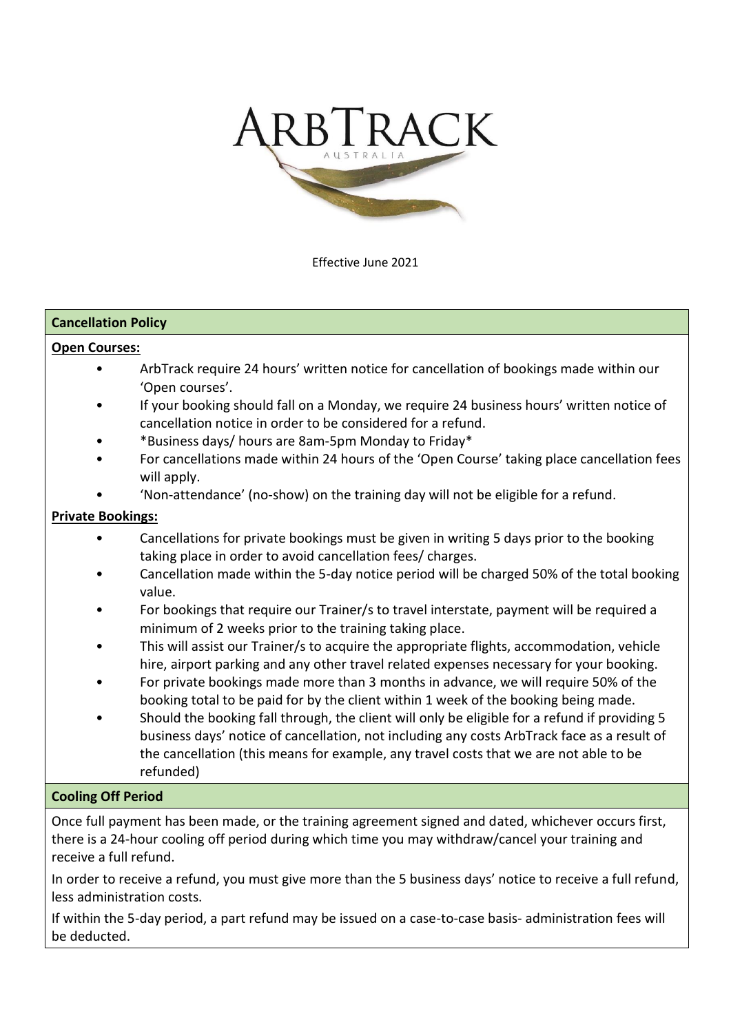# ARBTRACK

AUSTRALIA

Effective June 2021

## Cancellation Policy

**Open Courses:**

- ArbTrack require 24 hours' written notice for cancellation of bookings made within our 'Open courses'.
- If your booking should fall on a Monday, we require 24 business hours' written notice of cancellation notice in order to be considered for a refund.
- *Business days/ hours are 8am-5pm Monday to Friday*
- For cancellations made within 24 hours of the 'Open Course' taking place cancellation fees will apply.
- 'Non-attendance' (no-show) on the training day will not be eligible for a refund.

**Private Bookings:**

- Cancellations for private bookings must be given in writing 5 days prior to the booking taking place in order to avoid cancellation fees/ charges.
- Cancellation made within the 5-day notice period will be charged 50% of the total booking value.
- For bookings that require our Trainer/s to travel interstate, payment will be required a minimum of 2 weeks prior to the training taking place.
- This will assist our Trainer/s to acquire the appropriate flights, accommodation, vehicle hire, airport parking and any other travel related expenses necessary for your booking.
- For private bookings made more than 3 months in advance, we will require 50% of the booking total to be paid for by the client within 1 week of the booking being made.
- Should the booking fall through, the client will only be eligible for a refund if providing 5 business days' notice of cancellation, not including any costs ArbTrack face as a result of the cancellation (this means for example, any travel costs that we are not able to be refunded)

## Cooling Off Period

Once full payment has been made, or the training agreement signed and dated, whichever occurs first, there is a 24-hour cooling off period during which time you may withdraw/cancel your training and receive a full refund.

In order to receive a refund, you must give more than the 5 business days' notice to receive a full refund, less administration costs.

If within the 5-day period, a part refund may be issued on a case-to-case basis- administration fees will be deducted.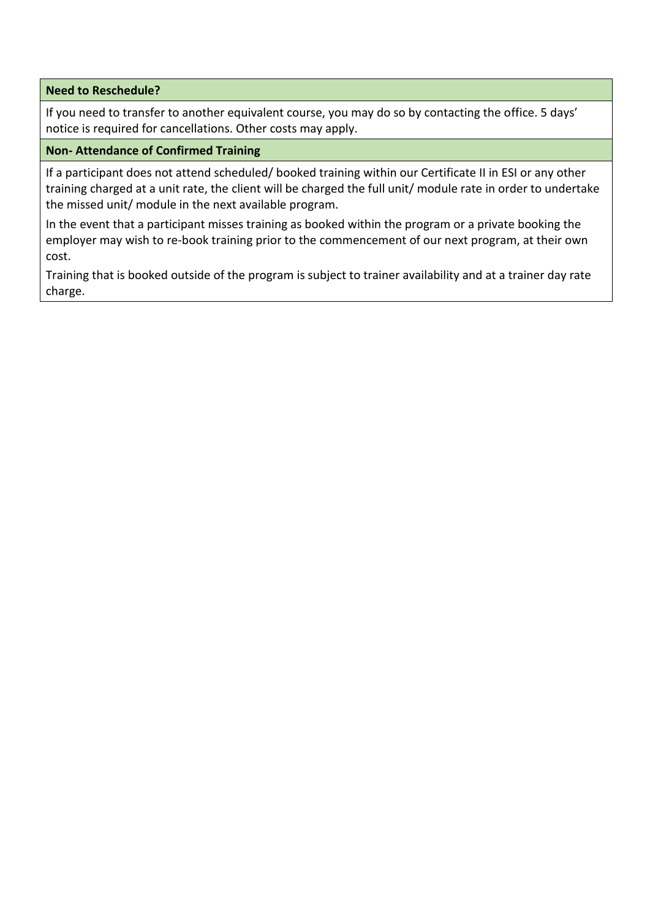**Need to Reschedule?**

If you need to transfer to another equivalent course, you may do so by contacting the office. 5 days' notice is required for cancellations. Other costs may apply.

**Non- Attendance of Confirmed Training**

If a participant does not attend scheduled/ booked training within our Certificate II in ESI or any other training charged at a unit rate, the client will be charged the full unit/ module rate in order to undertake the missed unit/ module in the next available program.

In the event that a participant misses training as booked within the program or a private booking the employer may wish to re-book training prior to the commencement of our next program, at their own cost.

Training that is booked outside of the program is subject to trainer availability and at a trainer day rate charge.